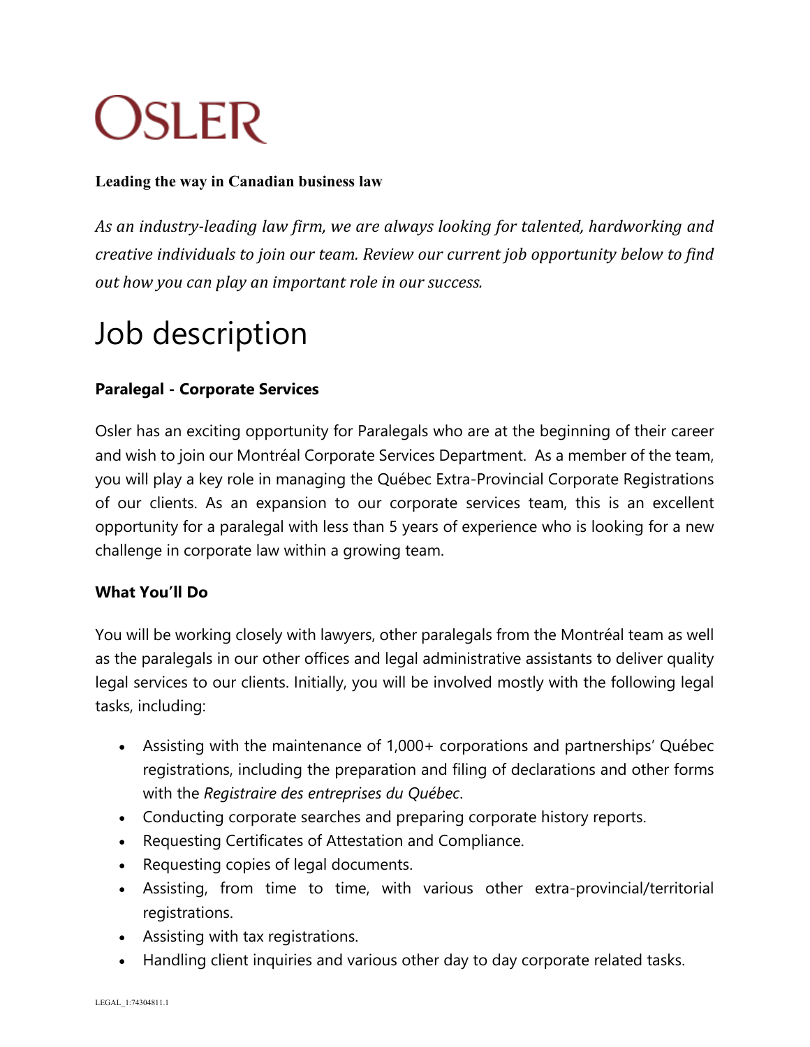# OSLER

**Leading the way in Canadian business law**

*As an industry-leading law firm, we are always looking for talented, hardworking and creative individuals to join our team. Review our current job opportunity below to find out how you can play an important role in our success.*

# Job description

**Paralegal - Corporate Services**

Osler has an exciting opportunity for Paralegals who are at the beginning of their career and wish to join our Montréal Corporate Services Department. As a member of the team, you will play a key role in managing the Québec Extra-Provincial Corporate Registrations of our clients. As an expansion to our corporate services team, this is an excellent opportunity for a paralegal with less than 5 years of experience who is looking for a new challenge in corporate law within a growing team.

**What You'll Do**

You will be working closely with lawyers, other paralegals from the Montréal team as well as the paralegals in our other offices and legal administrative assistants to deliver quality legal services to our clients. Initially, you will be involved mostly with the following legal tasks, including:

- Assisting with the maintenance of 1,000+ corporations and partnerships' Québec registrations, including the preparation and filing of declarations and other forms with the *Registraire des entreprises du Québec*.
- Conducting corporate searches and preparing corporate history reports.
- Requesting Certificates of Attestation and Compliance.
- Requesting copies of legal documents.
- Assisting, from time to time, with various other extra-provincial/territorial registrations.
- Assisting with tax registrations.
- Handling client inquiries and various other day to day corporate related tasks.

LEGAL_1:74304811.1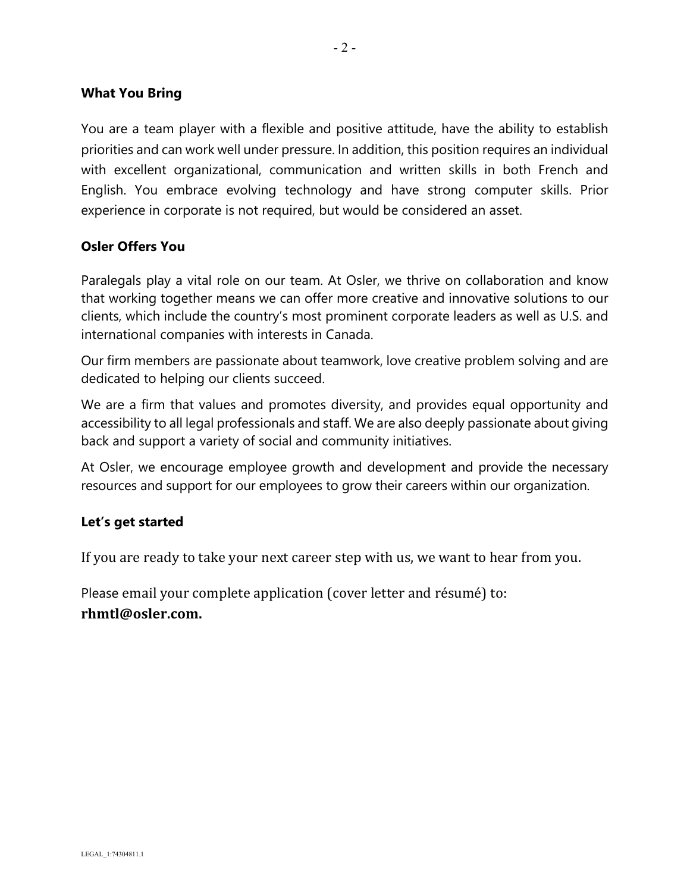### What You Bring

You are a team player with a flexible and positive attitude, have the ability to establish priorities and can work well under pressure. In addition, this position requires an individual with excellent organizational, communication and written skills in both French and English. You embrace evolving technology and have strong computer skills. Prior experience in corporate is not required, but would be considered an asset.

### Osler Offers You

Paralegals play a vital role on our team. At Osler, we thrive on collaboration and know that working together means we can offer more creative and innovative solutions to our clients, which include the country's most prominent corporate leaders as well as U.S. and international companies with interests in Canada.

Our firm members are passionate about teamwork, love creative problem solving and are dedicated to helping our clients succeed.

We are a firm that values and promotes diversity, and provides equal opportunity and accessibility to all legal professionals and staff. We are also deeply passionate about giving back and support a variety of social and community initiatives.

At Osler, we encourage employee growth and development and provide the necessary resources and support for our employees to grow their careers within our organization.

### Let's get started

If you are ready to take your next career step with us, we want to hear from you.

Please email your complete application (cover letter and résumé) to:
**rhmtl@osler.com.**

LEGAL_1:74304811.1